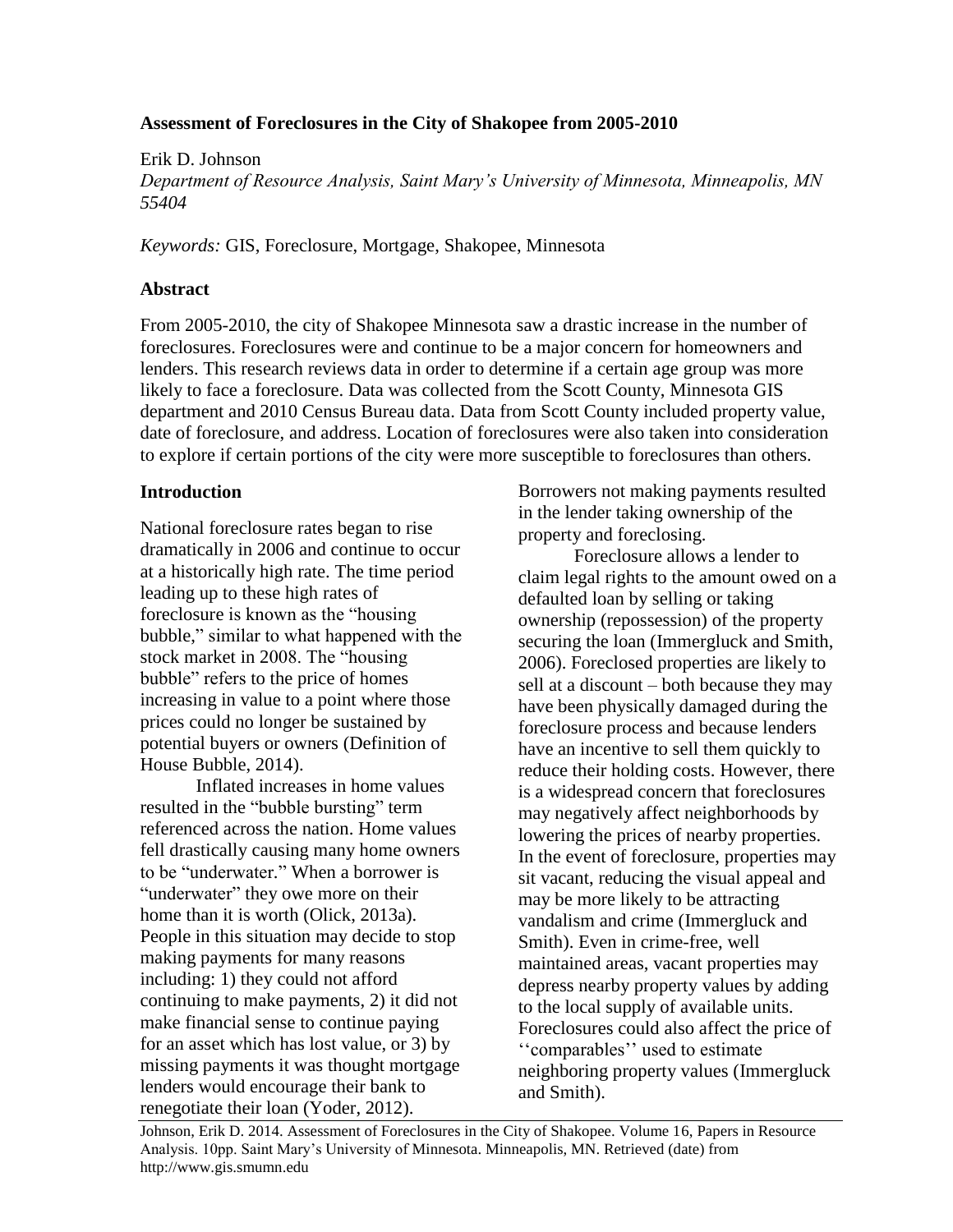**Assessment of Foreclosures in the City of Shakopee from 2005-2010**

Erik D. Johnson

*Department of Resource Analysis, Saint Mary's University of Minnesota, Minneapolis, MN 55404*

*Keywords:* GIS, Foreclosure, Mortgage, Shakopee, Minnesota

## Abstract

From 2005-2010, the city of Shakopee Minnesota saw a drastic increase in the number of foreclosures. Foreclosures were and continue to be a major concern for homeowners and lenders. This research reviews data in order to determine if a certain age group was more likely to face a foreclosure. Data was collected from the Scott County, Minnesota GIS department and 2010 Census Bureau data. Data from Scott County included property value, date of foreclosure, and address. Location of foreclosures were also taken into consideration to explore if certain portions of the city were more susceptible to foreclosures than others.

## Introduction

National foreclosure rates began to rise dramatically in 2006 and continue to occur at a historically high rate. The time period leading up to these high rates of foreclosure is known as the "housing bubble," similar to what happened with the stock market in 2008. The "housing bubble" refers to the price of homes increasing in value to a point where those prices could no longer be sustained by potential buyers or owners (Definition of House Bubble, 2014).

Inflated increases in home values resulted in the "bubble bursting" term referenced across the nation. Home values fell drastically causing many home owners to be "underwater." When a borrower is "underwater" they owe more on their home than it is worth (Olick, 2013a). People in this situation may decide to stop making payments for many reasons including: 1) they could not afford continuing to make payments, 2) it did not make financial sense to continue paying for an asset which has lost value, or 3) by missing payments it was thought mortgage lenders would encourage their bank to renegotiate their loan (Yoder, 2012). Borrowers not making payments resulted in the lender taking ownership of the property and foreclosing.

Foreclosure allows a lender to claim legal rights to the amount owed on a defaulted loan by selling or taking ownership (repossession) of the property securing the loan (Immergluck and Smith, 2006). Foreclosed properties are likely to sell at a discount – both because they may have been physically damaged during the foreclosure process and because lenders have an incentive to sell them quickly to reduce their holding costs. However, there is a widespread concern that foreclosures may negatively affect neighborhoods by lowering the prices of nearby properties. In the event of foreclosure, properties may sit vacant, reducing the visual appeal and may be more likely to be attracting vandalism and crime (Immergluck and Smith). Even in crime-free, well maintained areas, vacant properties may depress nearby property values by adding to the local supply of available units. Foreclosures could also affect the price of ''comparables'' used to estimate neighboring property values (Immergluck and Smith).

Johnson, Erik D. 2014. Assessment of Foreclosures in the City of Shakopee. Volume 16, Papers in Resource Analysis. 10pp. Saint Mary's University of Minnesota. Minneapolis, MN. Retrieved (date) from http://www.gis.smumn.edu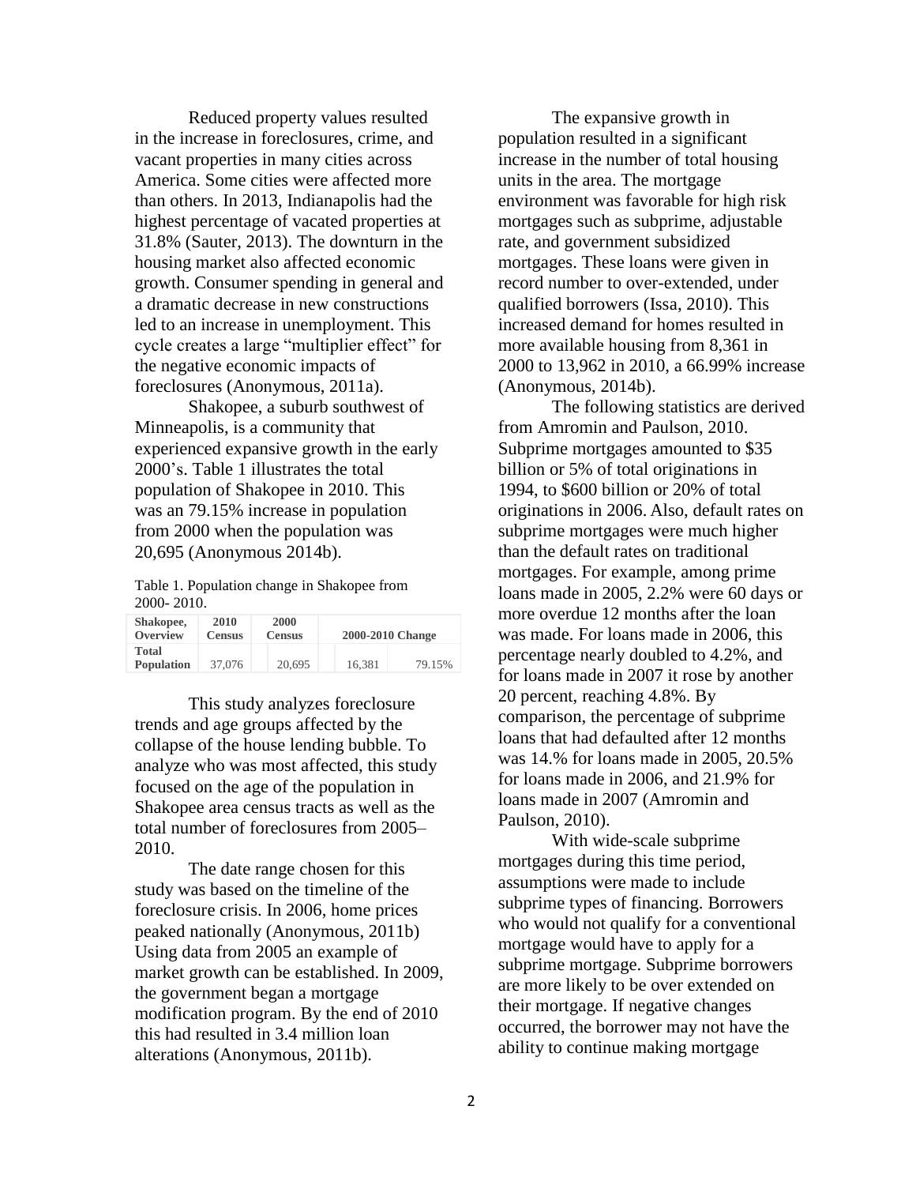Reduced property values resulted in the increase in foreclosures, crime, and vacant properties in many cities across America. Some cities were affected more than others. In 2013, Indianapolis had the highest percentage of vacated properties at 31.8% (Sauter, 2013). The downturn in the housing market also affected economic growth. Consumer spending in general and a dramatic decrease in new constructions led to an increase in unemployment. This cycle creates a large "multiplier effect" for the negative economic impacts of foreclosures (Anonymous, 2011a).

Shakopee, a suburb southwest of Minneapolis, is a community that experienced expansive growth in the early 2000's. Table 1 illustrates the total population of Shakopee in 2010. This was an 79.15% increase in population from 2000 when the population was 20,695 (Anonymous 2014b).

Table 1. Population change in Shakopee from 2000- 2010.

| Shakopee, Overview | 2010 Census | 2000 Census | 2000-2010 Change | |
|---|---|---|---|---|
| Total Population | 37,076 | 20,695 | 16,381 | 79.15% |

This study analyzes foreclosure trends and age groups affected by the collapse of the house lending bubble. To analyze who was most affected, this study focused on the age of the population in Shakopee area census tracts as well as the total number of foreclosures from 2005–2010.

The date range chosen for this study was based on the timeline of the foreclosure crisis. In 2006, home prices peaked nationally (Anonymous, 2011b) Using data from 2005 an example of market growth can be established. In 2009, the government began a mortgage modification program. By the end of 2010 this had resulted in 3.4 million loan alterations (Anonymous, 2011b).

The expansive growth in population resulted in a significant increase in the number of total housing units in the area. The mortgage environment was favorable for high risk mortgages such as subprime, adjustable rate, and government subsidized mortgages. These loans were given in record number to over-extended, under qualified borrowers (Issa, 2010). This increased demand for homes resulted in more available housing from 8,361 in 2000 to 13,962 in 2010, a 66.99% increase (Anonymous, 2014b).

The following statistics are derived from Amromin and Paulson, 2010. Subprime mortgages amounted to $35 billion or 5% of total originations in 1994, to $600 billion or 20% of total originations in 2006. Also, default rates on subprime mortgages were much higher than the default rates on traditional mortgages. For example, among prime loans made in 2005, 2.2% were 60 days or more overdue 12 months after the loan was made. For loans made in 2006, this percentage nearly doubled to 4.2%, and for loans made in 2007 it rose by another 20 percent, reaching 4.8%. By comparison, the percentage of subprime loans that had defaulted after 12 months was 14.% for loans made in 2005, 20.5% for loans made in 2006, and 21.9% for loans made in 2007 (Amromin and Paulson, 2010).

With wide-scale subprime mortgages during this time period, assumptions were made to include subprime types of financing. Borrowers who would not qualify for a conventional mortgage would have to apply for a subprime mortgage. Subprime borrowers are more likely to be over extended on their mortgage. If negative changes occurred, the borrower may not have the ability to continue making mortgage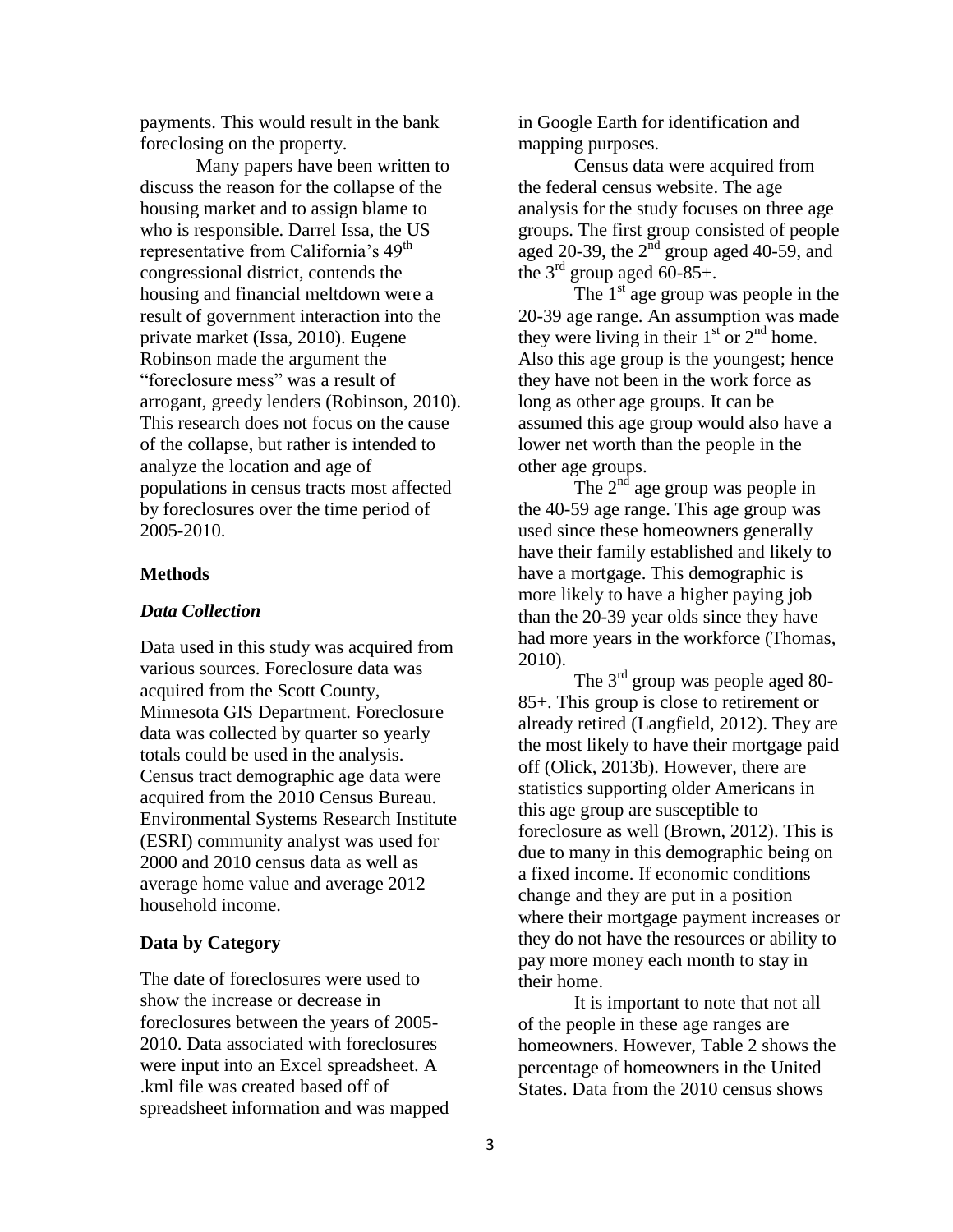payments. This would result in the bank foreclosing on the property.

Many papers have been written to discuss the reason for the collapse of the housing market and to assign blame to who is responsible. Darrel Issa, the US representative from California's 49th congressional district, contends the housing and financial meltdown were a result of government interaction into the private market (Issa, 2010). Eugene Robinson made the argument the "foreclosure mess" was a result of arrogant, greedy lenders (Robinson, 2010). This research does not focus on the cause of the collapse, but rather is intended to analyze the location and age of populations in census tracts most affected by foreclosures over the time period of 2005-2010.

## Methods

### *Data Collection*

Data used in this study was acquired from various sources. Foreclosure data was acquired from the Scott County, Minnesota GIS Department. Foreclosure data was collected by quarter so yearly totals could be used in the analysis. Census tract demographic age data were acquired from the 2010 Census Bureau. Environmental Systems Research Institute (ESRI) community analyst was used for 2000 and 2010 census data as well as average home value and average 2012 household income.

### Data by Category

The date of foreclosures were used to show the increase or decrease in foreclosures between the years of 2005-2010. Data associated with foreclosures were input into an Excel spreadsheet. A .kml file was created based off of spreadsheet information and was mapped in Google Earth for identification and mapping purposes.

Census data were acquired from the federal census website. The age analysis for the study focuses on three age groups. The first group consisted of people aged 20-39, the 2nd group aged 40-59, and the 3rd group aged 60-85+.

The 1st age group was people in the 20-39 age range. An assumption was made they were living in their 1st or 2nd home. Also this age group is the youngest; hence they have not been in the work force as long as other age groups. It can be assumed this age group would also have a lower net worth than the people in the other age groups.

The 2nd age group was people in the 40-59 age range. This age group was used since these homeowners generally have their family established and likely to have a mortgage. This demographic is more likely to have a higher paying job than the 20-39 year olds since they have had more years in the workforce (Thomas, 2010).

The 3rd group was people aged 80-85+. This group is close to retirement or already retired (Langfield, 2012). They are the most likely to have their mortgage paid off (Olick, 2013b). However, there are statistics supporting older Americans in this age group are susceptible to foreclosure as well (Brown, 2012). This is due to many in this demographic being on a fixed income. If economic conditions change and they are put in a position where their mortgage payment increases or they do not have the resources or ability to pay more money each month to stay in their home.

It is important to note that not all of the people in these age ranges are homeowners. However, Table 2 shows the percentage of homeowners in the United States. Data from the 2010 census shows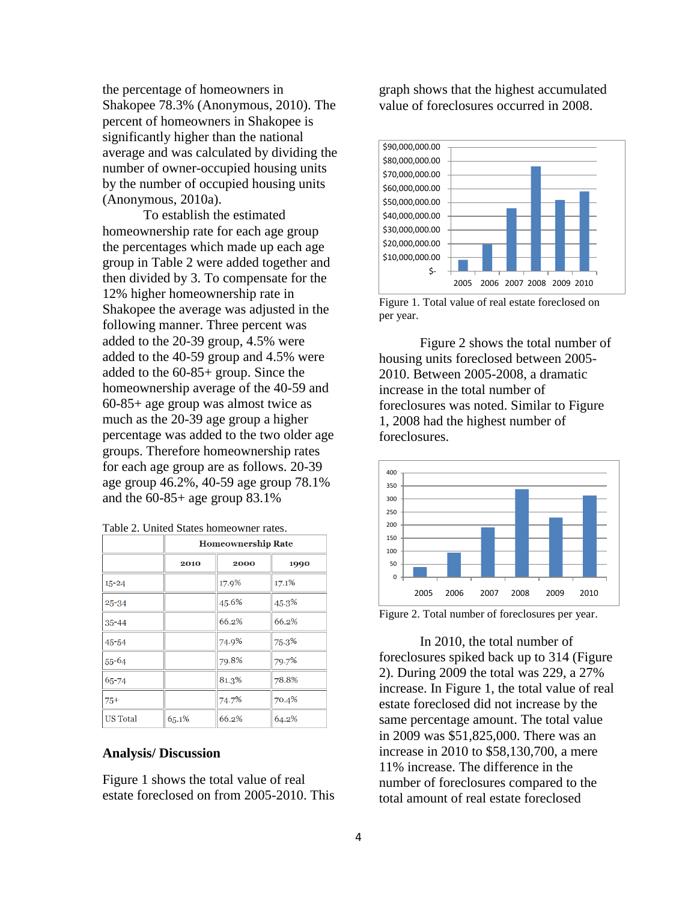the percentage of homeowners in Shakopee 78.3% (Anonymous, 2010). The percent of homeowners in Shakopee is significantly higher than the national average and was calculated by dividing the number of owner-occupied housing units by the number of occupied housing units (Anonymous, 2010a).

To establish the estimated homeownership rate for each age group the percentages which made up each age group in Table 2 were added together and then divided by 3. To compensate for the 12% higher homeownership rate in Shakopee the average was adjusted in the following manner. Three percent was added to the 20-39 group, 4.5% were added to the 40-59 group and 4.5% were added to the 60-85+ group. Since the homeownership average of the 40-59 and 60-85+ age group was almost twice as much as the 20-39 age group a higher percentage was added to the two older age groups. Therefore homeownership rates for each age group are as follows. 20-39 age group 46.2%, 40-59 age group 78.1% and the 60-85+ age group 83.1%

Table 2. United States homeowner rates.

| | Homeownership Rate | | |
|---|---|---|---|
| | 2010 | 2000 | 1990 |
| 15-24 | | 17.9% | 17.1% |
| 25-34 | | 45.6% | 45.3% |
| 35-44 | | 66.2% | 66.2% |
| 45-54 | | 74.9% | 75.3% |
| 55-64 | | 79.8% | 79.7% |
| 65-74 | | 81.3% | 78.8% |
| 75+ | | 74.7% | 70.4% |
| US Total | 65.1% | 66.2% | 64.2% |

## Analysis/ Discussion

Figure 1 shows the total value of real estate foreclosed on from 2005-2010. This graph shows that the highest accumulated value of foreclosures occurred in 2008.

Figure 1. Total value of real estate foreclosed on per year.

Figure 2 shows the total number of housing units foreclosed between 2005-2010. Between 2005-2008, a dramatic increase in the total number of foreclosures was noted. Similar to Figure 1, 2008 had the highest number of foreclosures.

Figure 2. Total number of foreclosures per year.

In 2010, the total number of foreclosures spiked back up to 314 (Figure 2). During 2009 the total was 229, a 27% increase. In Figure 1, the total value of real estate foreclosed did not increase by the same percentage amount. The total value in 2009 was $51,825,000. There was an increase in 2010 to $58,130,700, a mere 11% increase. The difference in the number of foreclosures compared to the total amount of real estate foreclosed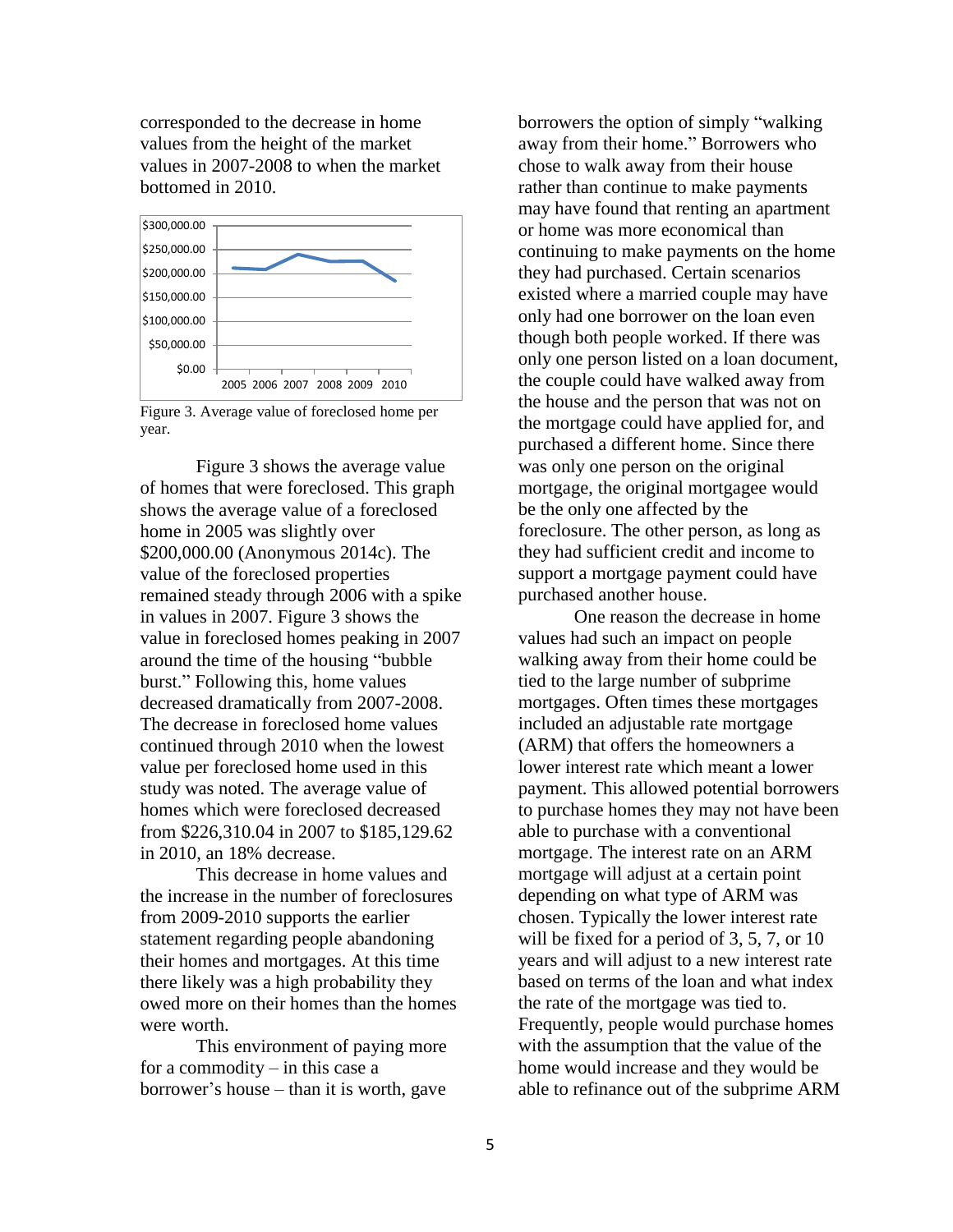corresponded to the decrease in home values from the height of the market values in 2007-2008 to when the market bottomed in 2010.

Figure 3. Average value of foreclosed home per year.

Figure 3 shows the average value of homes that were foreclosed. This graph shows the average value of a foreclosed home in 2005 was slightly over $200,000.00 (Anonymous 2014c). The value of the foreclosed properties remained steady through 2006 with a spike in values in 2007. Figure 3 shows the value in foreclosed homes peaking in 2007 around the time of the housing "bubble burst." Following this, home values decreased dramatically from 2007-2008. The decrease in foreclosed home values continued through 2010 when the lowest value per foreclosed home used in this study was noted. The average value of homes which were foreclosed decreased from $226,310.04 in 2007 to $185,129.62 in 2010, an 18% decrease.

This decrease in home values and the increase in the number of foreclosures from 2009-2010 supports the earlier statement regarding people abandoning their homes and mortgages. At this time there likely was a high probability they owed more on their homes than the homes were worth.

This environment of paying more for a commodity – in this case a borrower's house – than it is worth, gave borrowers the option of simply "walking away from their home." Borrowers who chose to walk away from their house rather than continue to make payments may have found that renting an apartment or home was more economical than continuing to make payments on the home they had purchased. Certain scenarios existed where a married couple may have only had one borrower on the loan even though both people worked. If there was only one person listed on a loan document, the couple could have walked away from the house and the person that was not on the mortgage could have applied for, and purchased a different home. Since there was only one person on the original mortgage, the original mortgagee would be the only one affected by the foreclosure. The other person, as long as they had sufficient credit and income to support a mortgage payment could have purchased another house.

One reason the decrease in home values had such an impact on people walking away from their home could be tied to the large number of subprime mortgages. Often times these mortgages included an adjustable rate mortgage (ARM) that offers the homeowners a lower interest rate which meant a lower payment. This allowed potential borrowers to purchase homes they may not have been able to purchase with a conventional mortgage. The interest rate on an ARM mortgage will adjust at a certain point depending on what type of ARM was chosen. Typically the lower interest rate will be fixed for a period of 3, 5, 7, or 10 years and will adjust to a new interest rate based on terms of the loan and what index the rate of the mortgage was tied to. Frequently, people would purchase homes with the assumption that the value of the home would increase and they would be able to refinance out of the subprime ARM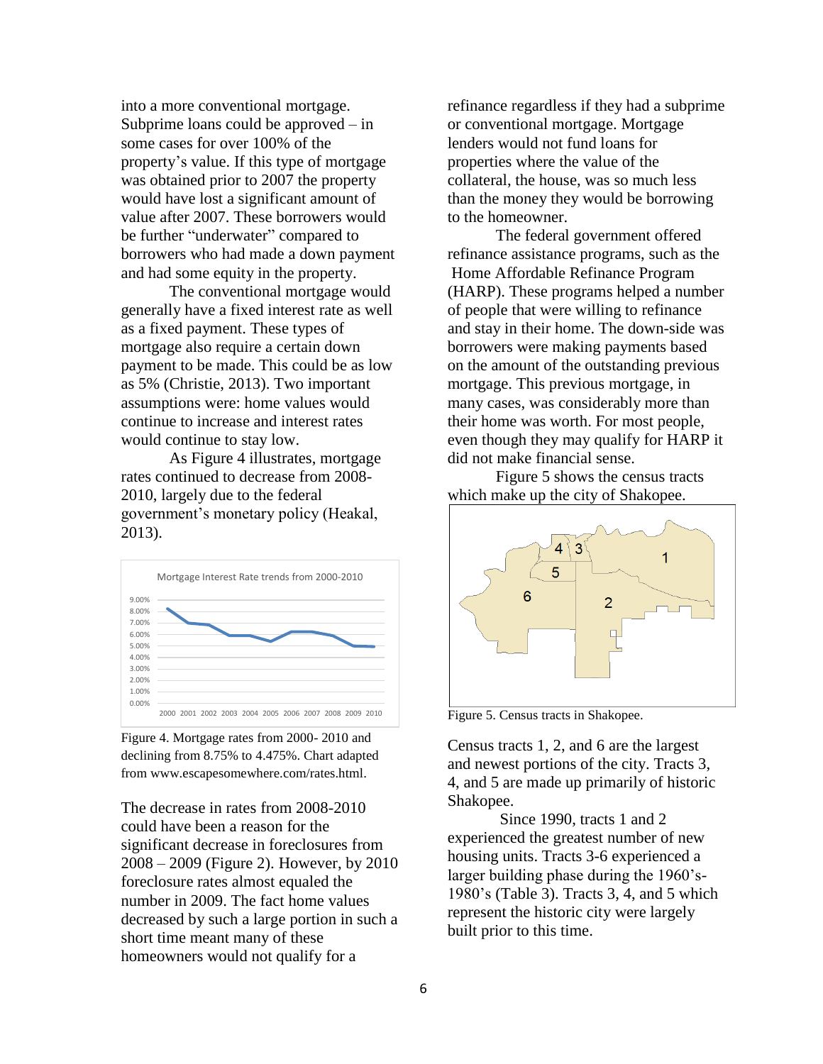into a more conventional mortgage. Subprime loans could be approved – in some cases for over 100% of the property's value. If this type of mortgage was obtained prior to 2007 the property would have lost a significant amount of value after 2007. These borrowers would be further "underwater" compared to borrowers who had made a down payment and had some equity in the property.

The conventional mortgage would generally have a fixed interest rate as well as a fixed payment. These types of mortgage also require a certain down payment to be made. This could be as low as 5% (Christie, 2013). Two important assumptions were: home values would continue to increase and interest rates would continue to stay low.

As Figure 4 illustrates, mortgage rates continued to decrease from 2008-2010, largely due to the federal government's monetary policy (Heakal, 2013).

Figure 4. Mortgage rates from 2000- 2010 and declining from 8.75% to 4.475%. Chart adapted from www.escapesomewhere.com/rates.html.

The decrease in rates from 2008-2010 could have been a reason for the significant decrease in foreclosures from 2008 – 2009 (Figure 2). However, by 2010 foreclosure rates almost equaled the number in 2009. The fact home values decreased by such a large portion in such a short time meant many of these homeowners would not qualify for a refinance regardless if they had a subprime or conventional mortgage. Mortgage lenders would not fund loans for properties where the value of the collateral, the house, was so much less than the money they would be borrowing to the homeowner.

The federal government offered refinance assistance programs, such as the Home Affordable Refinance Program (HARP). These programs helped a number of people that were willing to refinance and stay in their home. The down-side was borrowers were making payments based on the amount of the outstanding previous mortgage. This previous mortgage, in many cases, was considerably more than their home was worth. For most people, even though they may qualify for HARP it did not make financial sense.

Figure 5 shows the census tracts which make up the city of Shakopee.

Figure 5. Census tracts in Shakopee.

Census tracts 1, 2, and 6 are the largest and newest portions of the city. Tracts 3, 4, and 5 are made up primarily of historic Shakopee.

Since 1990, tracts 1 and 2 experienced the greatest number of new housing units. Tracts 3-6 experienced a larger building phase during the 1960's-1980's (Table 3). Tracts 3, 4, and 5 which represent the historic city were largely built prior to this time.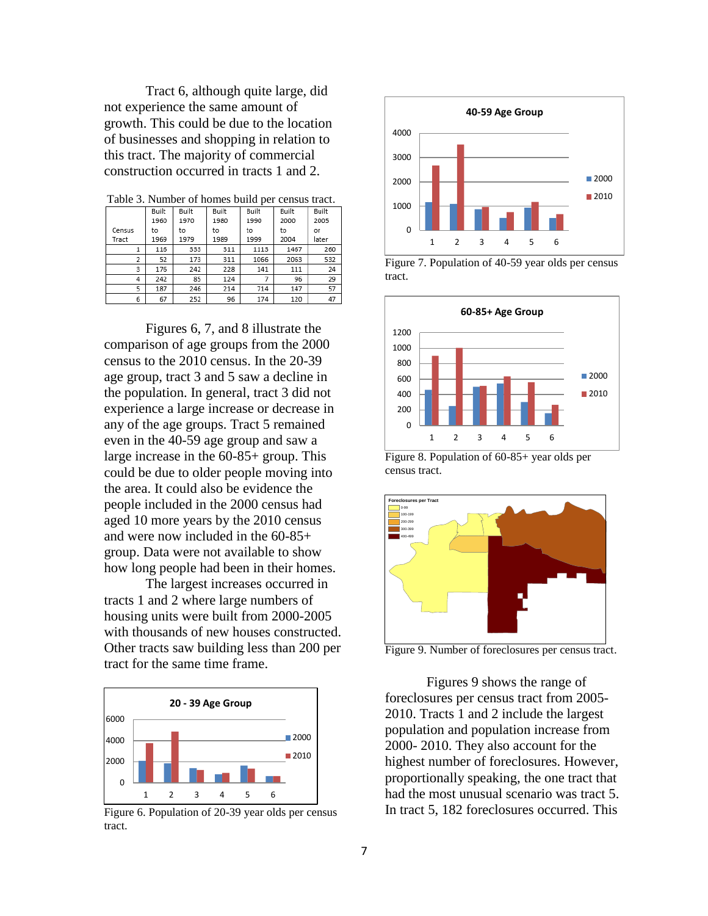Tract 6, although quite large, did not experience the same amount of growth. This could be due to the location of businesses and shopping in relation to this tract. The majority of commercial construction occurred in tracts 1 and 2.

Table 3. Number of homes build per census tract.

| Census Tract | Built 1960 to 1969 | Built 1970 to 1979 | Built 1980 to 1989 | Built 1990 to 1999 | Built 2000 to 2004 | Built 2005 or later |
|---|---|---|---|---|---|---|
| 1 | 116 | 333 | 311 | 1113 | 1467 | 260 |
| 2 | 52 | 173 | 311 | 1066 | 2063 | 532 |
| 3 | 176 | 242 | 228 | 141 | 111 | 24 |
| 4 | 242 | 85 | 124 | 7 | 96 | 29 |
| 5 | 187 | 246 | 214 | 714 | 147 | 57 |
| 6 | 67 | 252 | 96 | 174 | 120 | 47 |

Figures 6, 7, and 8 illustrate the comparison of age groups from the 2000 census to the 2010 census. In the 20-39 age group, tract 3 and 5 saw a decline in the population. In general, tract 3 did not experience a large increase or decrease in any of the age groups. Tract 5 remained even in the 40-59 age group and saw a large increase in the 60-85+ group. This could be due to older people moving into the area. It could also be evidence the people included in the 2000 census had aged 10 more years by the 2010 census and were now included in the 60-85+ group. Data were not available to show how long people had been in their homes.

The largest increases occurred in tracts 1 and 2 where large numbers of housing units were built from 2000-2005 with thousands of new houses constructed. Other tracts saw building less than 200 per tract for the same time frame.

Figure 6. Population of 20-39 year olds per census tract.

Figure 7. Population of 40-59 year olds per census tract.

Figure 8. Population of 60-85+ year olds per census tract.

Figure 9. Number of foreclosures per census tract.

Figures 9 shows the range of foreclosures per census tract from 2005-2010. Tracts 1 and 2 include the largest population and population increase from 2000- 2010. They also account for the highest number of foreclosures. However, proportionally speaking, the one tract that had the most unusual scenario was tract 5. In tract 5, 182 foreclosures occurred. This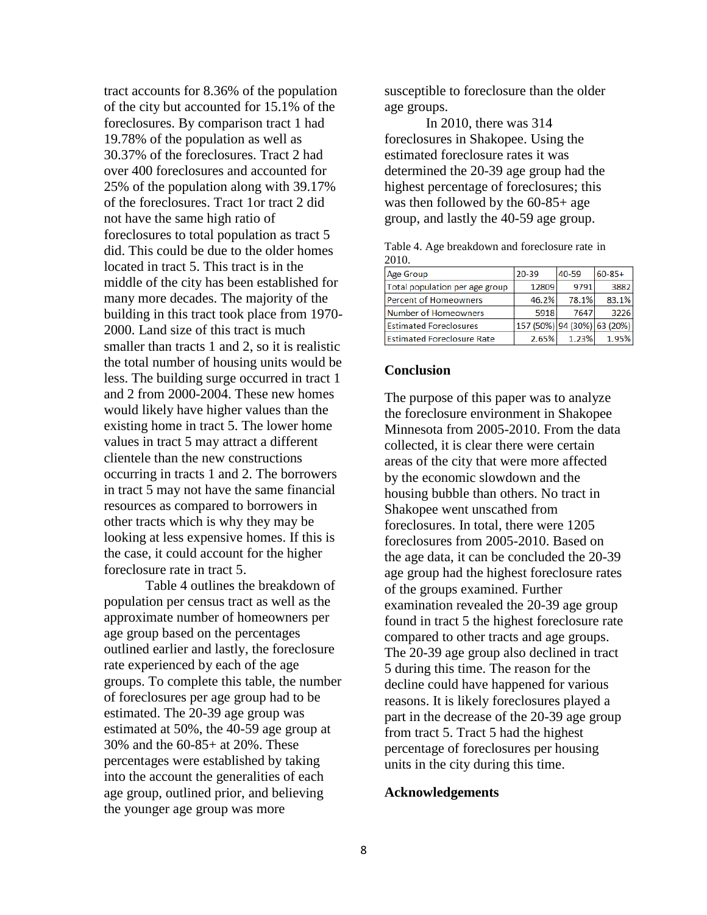tract accounts for 8.36% of the population of the city but accounted for 15.1% of the foreclosures. By comparison tract 1 had 19.78% of the population as well as 30.37% of the foreclosures. Tract 2 had over 400 foreclosures and accounted for 25% of the population along with 39.17% of the foreclosures. Tract 1or tract 2 did not have the same high ratio of foreclosures to total population as tract 5 did. This could be due to the older homes located in tract 5. This tract is in the middle of the city has been established for many more decades. The majority of the building in this tract took place from 1970-2000. Land size of this tract is much smaller than tracts 1 and 2, so it is realistic the total number of housing units would be less. The building surge occurred in tract 1 and 2 from 2000-2004. These new homes would likely have higher values than the existing home in tract 5. The lower home values in tract 5 may attract a different clientele than the new constructions occurring in tracts 1 and 2. The borrowers in tract 5 may not have the same financial resources as compared to borrowers in other tracts which is why they may be looking at less expensive homes. If this is the case, it could account for the higher foreclosure rate in tract 5.

Table 4 outlines the breakdown of population per census tract as well as the approximate number of homeowners per age group based on the percentages outlined earlier and lastly, the foreclosure rate experienced by each of the age groups. To complete this table, the number of foreclosures per age group had to be estimated. The 20-39 age group was estimated at 50%, the 40-59 age group at 30% and the 60-85+ at 20%. These percentages were established by taking into the account the generalities of each age group, outlined prior, and believing the younger age group was more susceptible to foreclosure than the older age groups.

In 2010, there was 314 foreclosures in Shakopee. Using the estimated foreclosure rates it was determined the 20-39 age group had the highest percentage of foreclosures; this was then followed by the 60-85+ age group, and lastly the 40-59 age group.

Table 4. Age breakdown and foreclosure rate in 2010.

| Age Group | 20-39 | 40-59 | 60-85+ |
|---|---|---|---|
| Total population per age group | 12809 | 9791 | 3882 |
| Percent of Homeowners | 46.2% | 78.1% | 83.1% |
| Number of Homeowners | 5918 | 7647 | 3226 |
| Estimated Foreclosures | 157 (50%) | 94 (30%) | 63 (20%) |
| Estimated Foreclosure Rate | 2.65% | 1.23% | 1.95% |

## Conclusion

The purpose of this paper was to analyze the foreclosure environment in Shakopee Minnesota from 2005-2010. From the data collected, it is clear there were certain areas of the city that were more affected by the economic slowdown and the housing bubble than others. No tract in Shakopee went unscathed from foreclosures. In total, there were 1205 foreclosures from 2005-2010. Based on the age data, it can be concluded the 20-39 age group had the highest foreclosure rates of the groups examined. Further examination revealed the 20-39 age group found in tract 5 the highest foreclosure rate compared to other tracts and age groups. The 20-39 age group also declined in tract 5 during this time. The reason for the decline could have happened for various reasons. It is likely foreclosures played a part in the decrease of the 20-39 age group from tract 5. Tract 5 had the highest percentage of foreclosures per housing units in the city during this time.

## Acknowledgements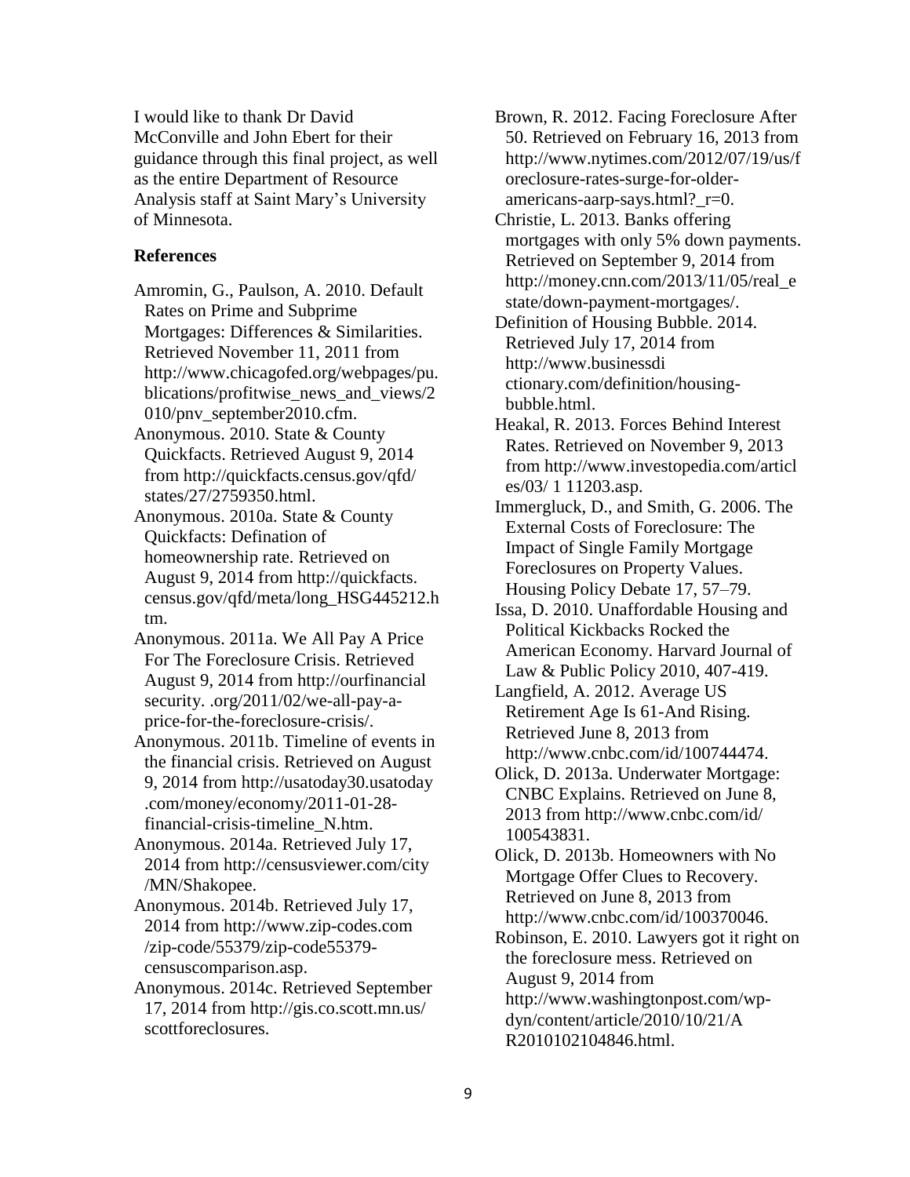I would like to thank Dr David McConville and John Ebert for their guidance through this final project, as well as the entire Department of Resource Analysis staff at Saint Mary's University of Minnesota.

## References

Amromin, G., Paulson, A. 2010. Default Rates on Prime and Subprime Mortgages: Differences & Similarities. Retrieved November 11, 2011 from http://www.chicagofed.org/webpages/publications/profitwise_news_and_views/2010/pnv_september2010.cfm.

Anonymous. 2010. State & County Quickfacts. Retrieved August 9, 2014 from http://quickfacts.census.gov/qfd/states/27/2759350.html.

Anonymous. 2010a. State & County Quickfacts: Defination of homeownership rate. Retrieved on August 9, 2014 from http://quickfacts.census.gov/qfd/meta/long_HSG445212.htm.

Anonymous. 2011a. We All Pay A Price For The Foreclosure Crisis. Retrieved August 9, 2014 from http://ourfinancial security. .org/2011/02/we-all-pay-a-price-for-the-foreclosure-crisis/.

Anonymous. 2011b. Timeline of events in the financial crisis. Retrieved on August 9, 2014 from http://usatoday30.usatoday.com/money/economy/2011-01-28-financial-crisis-timeline_N.htm.

Anonymous. 2014a. Retrieved July 17, 2014 from http://censusviewer.com/city/MN/Shakopee.

Anonymous. 2014b. Retrieved July 17, 2014 from http://www.zip-codes.com/zip-code/55379/zip-code55379-censuscomparison.asp.

Anonymous. 2014c. Retrieved September 17, 2014 from http://gis.co.scott.mn.us/scottforeclosures.

Brown, R. 2012. Facing Foreclosure After 50. Retrieved on February 16, 2013 from http://www.nytimes.com/2012/07/19/us/foreclosure-rates-surge-for-older-americans-aarp-says.html?_r=0.

Christie, L. 2013. Banks offering mortgages with only 5% down payments. Retrieved on September 9, 2014 from http://money.cnn.com/2013/11/05/real_estate/down-payment-mortgages/.

Definition of Housing Bubble. 2014. Retrieved July 17, 2014 from http://www.businessdi ctionary.com/definition/housing-bubble.html.

Heakal, R. 2013. Forces Behind Interest Rates. Retrieved on November 9, 2013 from http://www.investopedia.com/articles/03/ 1 11203.asp.

Immergluck, D., and Smith, G. 2006. The External Costs of Foreclosure: The Impact of Single Family Mortgage Foreclosures on Property Values. Housing Policy Debate 17, 57–79.

Issa, D. 2010. Unaffordable Housing and Political Kickbacks Rocked the American Economy. Harvard Journal of Law & Public Policy 2010, 407-419.

Langfield, A. 2012. Average US Retirement Age Is 61-And Rising. Retrieved June 8, 2013 from http://www.cnbc.com/id/100744474.

Olick, D. 2013a. Underwater Mortgage: CNBC Explains. Retrieved on June 8, 2013 from http://www.cnbc.com/id/100543831.

Olick, D. 2013b. Homeowners with No Mortgage Offer Clues to Recovery. Retrieved on June 8, 2013 from http://www.cnbc.com/id/100370046.

Robinson, E. 2010. Lawyers got it right on the foreclosure mess. Retrieved on August 9, 2014 from http://www.washingtonpost.com/wp-dyn/content/article/2010/10/21/AR2010102104846.html.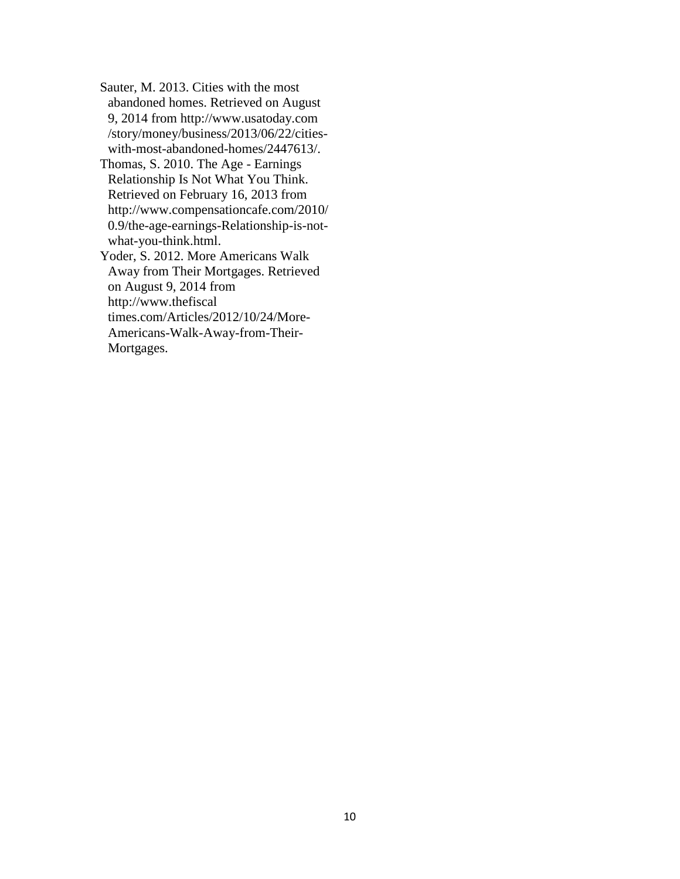Sauter, M. 2013. Cities with the most abandoned homes. Retrieved on August 9, 2014 from http://www.usatoday.com /story/money/business/2013/06/22/cities-with-most-abandoned-homes/2447613/.

Thomas, S. 2010. The Age - Earnings Relationship Is Not What You Think. Retrieved on February 16, 2013 from http://www.compensationcafe.com/2010/ 0.9/the-age-earnings-Relationship-is-not-what-you-think.html.

Yoder, S. 2012. More Americans Walk Away from Their Mortgages. Retrieved on August 9, 2014 from http://www.thefiscal times.com/Articles/2012/10/24/More-Americans-Walk-Away-from-Their-Mortgages.